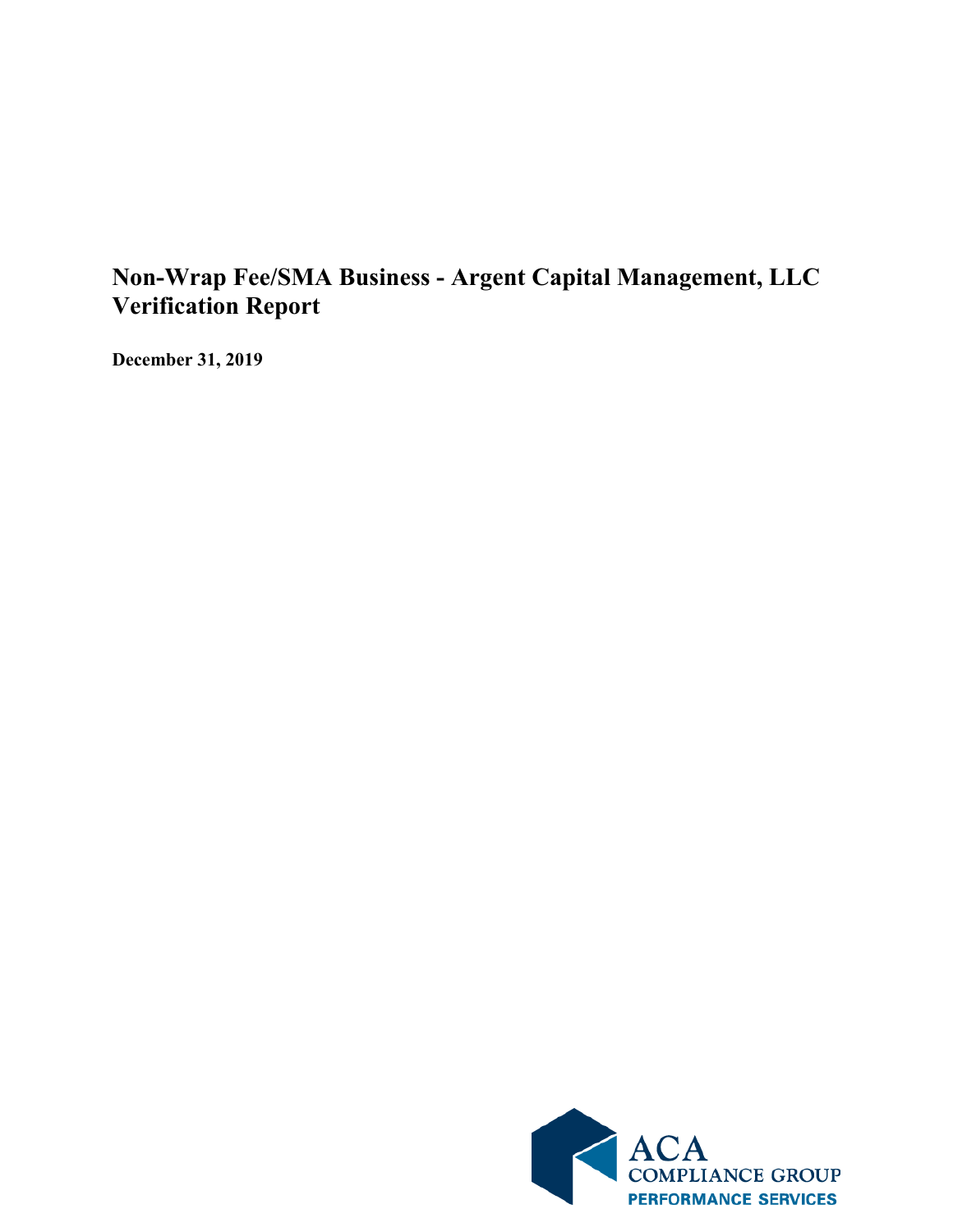# Non-Wrap Fee/SMA Business - Argent Capital Management, LLC Verification Report

**December 31, 2019**

ACA COMPLIANCE GROUP
PERFORMANCE SERVICES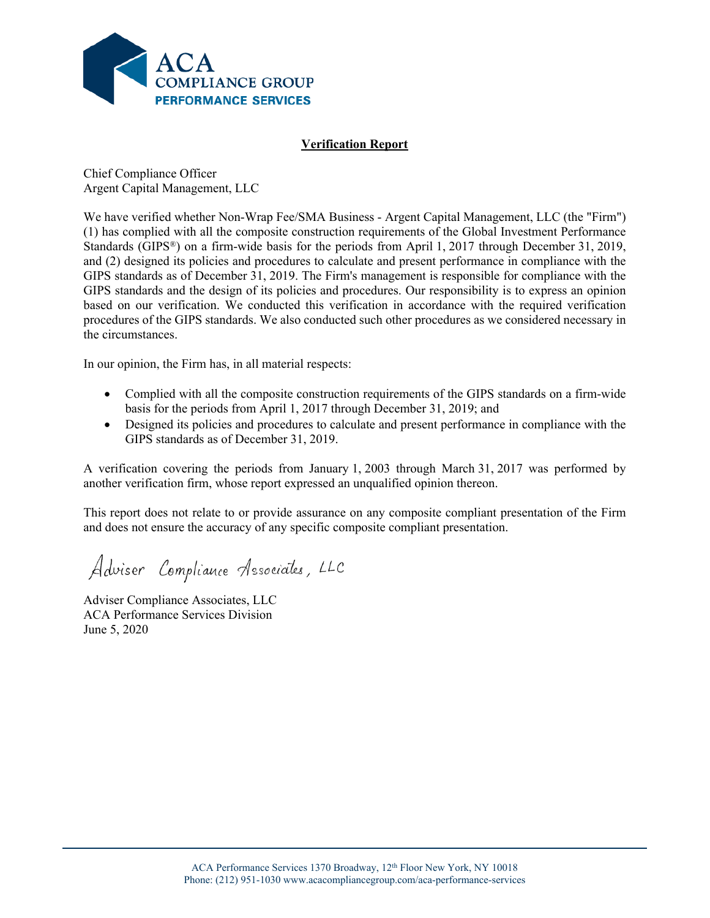ACA
COMPLIANCE GROUP
PERFORMANCE SERVICES

## Verification Report

Chief Compliance Officer
Argent Capital Management, LLC

We have verified whether Non-Wrap Fee/SMA Business - Argent Capital Management, LLC (the "Firm") (1) has complied with all the composite construction requirements of the Global Investment Performance Standards (GIPS®) on a firm-wide basis for the periods from April 1, 2017 through December 31, 2019, and (2) designed its policies and procedures to calculate and present performance in compliance with the GIPS standards as of December 31, 2019. The Firm's management is responsible for compliance with the GIPS standards and the design of its policies and procedures. Our responsibility is to express an opinion based on our verification. We conducted this verification in accordance with the required verification procedures of the GIPS standards. We also conducted such other procedures as we considered necessary in the circumstances.

In our opinion, the Firm has, in all material respects:

- Complied with all the composite construction requirements of the GIPS standards on a firm-wide basis for the periods from April 1, 2017 through December 31, 2019; and
- Designed its policies and procedures to calculate and present performance in compliance with the GIPS standards as of December 31, 2019.

A verification covering the periods from January 1, 2003 through March 31, 2017 was performed by another verification firm, whose report expressed an unqualified opinion thereon.

This report does not relate to or provide assurance on any composite compliant presentation of the Firm and does not ensure the accuracy of any specific composite compliant presentation.

*Adviser Compliance Associates, LLC*

Adviser Compliance Associates, LLC
ACA Performance Services Division
June 5, 2020

ACA Performance Services 1370 Broadway, 12th Floor New York, NY 10018
Phone: (212) 951-1030 www.acacompliancegroup.com/aca-performance-services